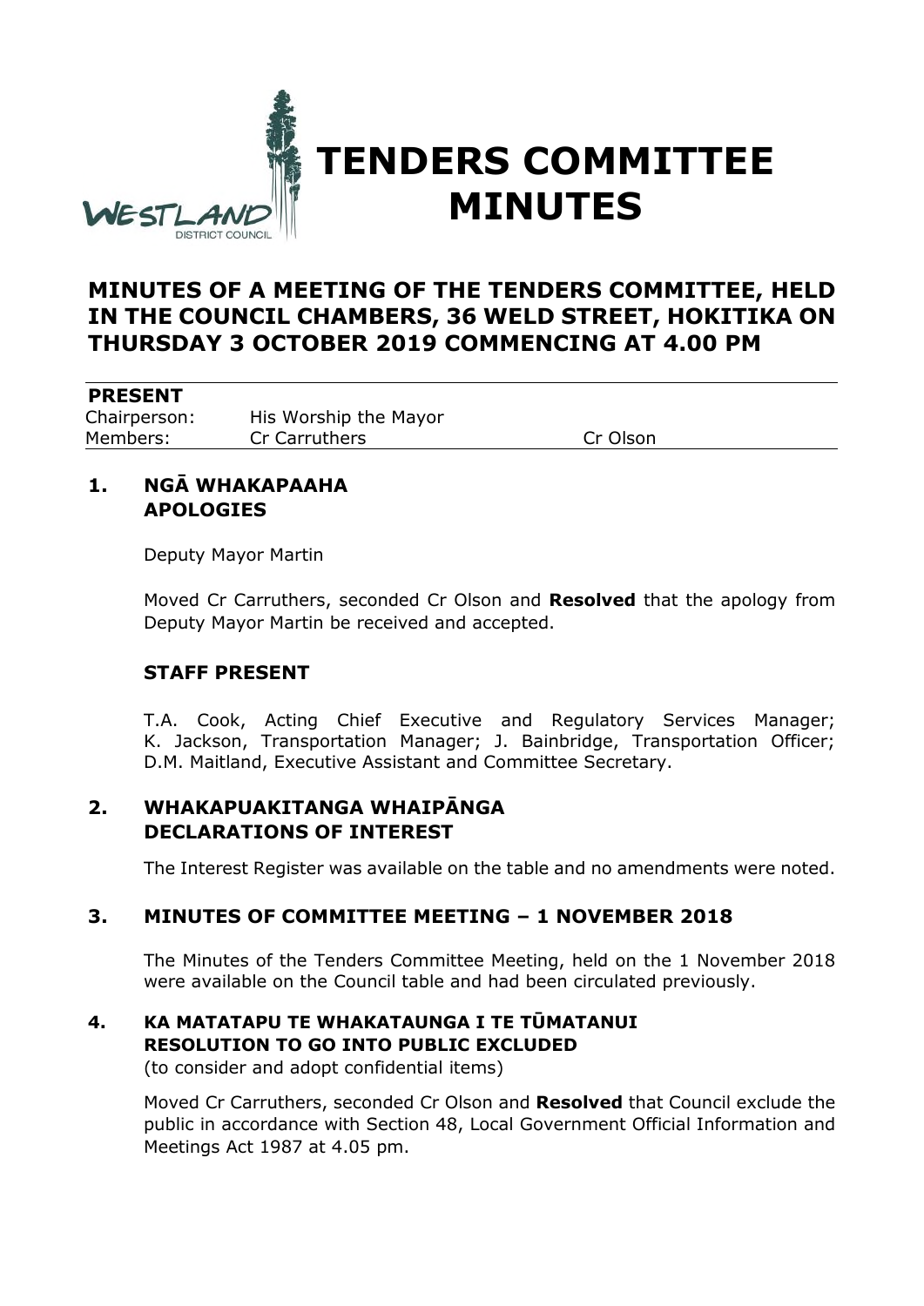# TENDERS COMMITTEE MINUTES

## MINUTES OF A MEETING OF THE TENDERS COMMITTEE, HELD IN THE COUNCIL CHAMBERS, 36 WELD STREET, HOKITIKA ON THURSDAY 3 OCTOBER 2019 COMMENCING AT 4.00 PM

**PRESENT**

| | | |
|---|---|---|
| Chairperson: | His Worship the Mayor | |
| Members: | Cr Carruthers | Cr Olson |

### 1. NGĀ WHAKAPAAHA APOLOGIES

Deputy Mayor Martin

Moved Cr Carruthers, seconded Cr Olson and **Resolved** that the apology from Deputy Mayor Martin be received and accepted.

### STAFF PRESENT

T.A. Cook, Acting Chief Executive and Regulatory Services Manager; K. Jackson, Transportation Manager; J. Bainbridge, Transportation Officer; D.M. Maitland, Executive Assistant and Committee Secretary.

### 2. WHAKAPUAKITANGA WHAIPĀNGA DECLARATIONS OF INTEREST

The Interest Register was available on the table and no amendments were noted.

### 3. MINUTES OF COMMITTEE MEETING – 1 NOVEMBER 2018

The Minutes of the Tenders Committee Meeting, held on the 1 November 2018 were available on the Council table and had been circulated previously.

### 4. KA MATATAPU TE WHAKATAUNGA I TE TŪMATANUI RESOLUTION TO GO INTO PUBLIC EXCLUDED

(to consider and adopt confidential items)

Moved Cr Carruthers, seconded Cr Olson and **Resolved** that Council exclude the public in accordance with Section 48, Local Government Official Information and Meetings Act 1987 at 4.05 pm.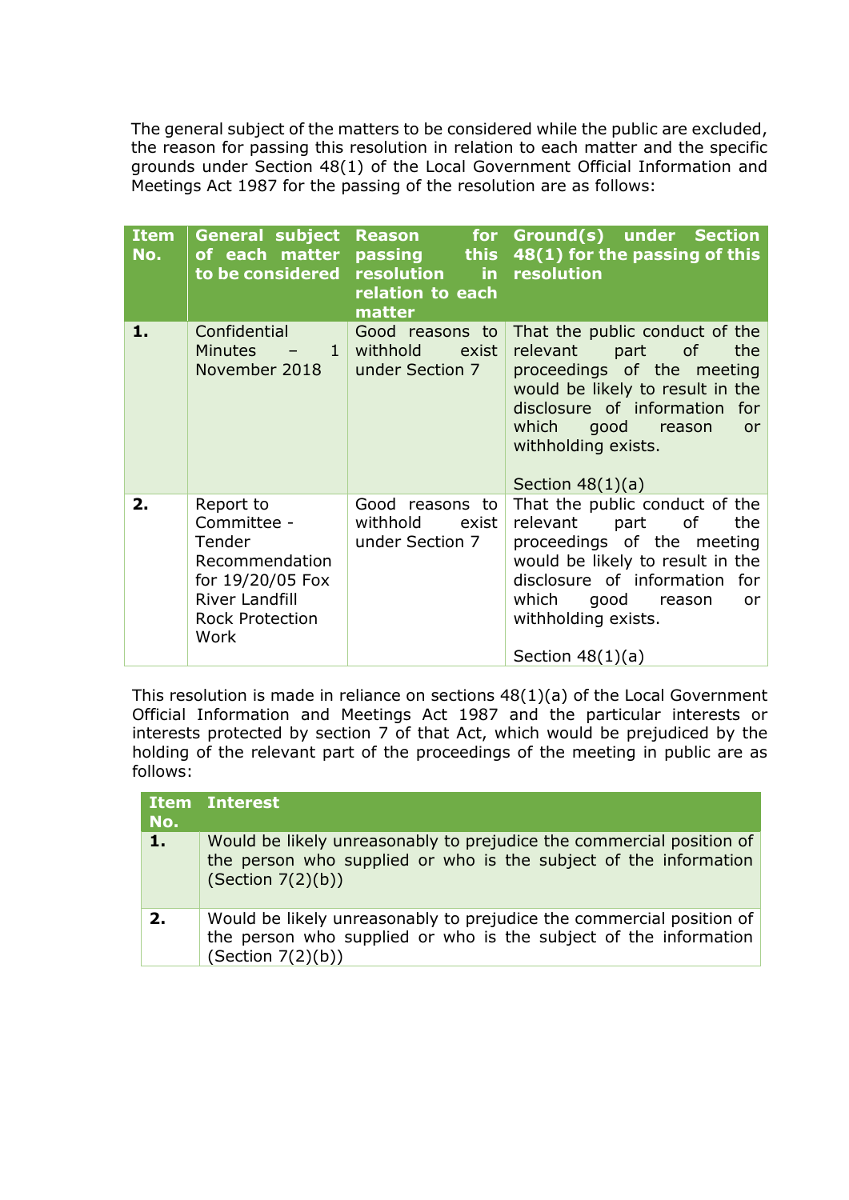The general subject of the matters to be considered while the public are excluded, the reason for passing this resolution in relation to each matter and the specific grounds under Section 48(1) of the Local Government Official Information and Meetings Act 1987 for the passing of the resolution are as follows:

| Item No. | General subject of each matter to be considered | Reason for passing this resolution in relation to each matter | Ground(s) under Section 48(1) for the passing of this resolution |
|---|---|---|---|
| 1. | Confidential Minutes – 1 November 2018 | Good reasons to withhold exist under Section 7 | That the public conduct of the relevant part of the proceedings of the meeting would be likely to result in the disclosure of information for which good reason or withholding exists.<br><br>Section 48(1)(a) |
| 2. | Report to Committee - Tender Recommendation for 19/20/05 Fox River Landfill Rock Protection Work | Good reasons to withhold exist under Section 7 | That the public conduct of the relevant part of the proceedings of the meeting would be likely to result in the disclosure of information for which good reason or withholding exists.<br><br>Section 48(1)(a) |

This resolution is made in reliance on sections 48(1)(a) of the Local Government Official Information and Meetings Act 1987 and the particular interests or interests protected by section 7 of that Act, which would be prejudiced by the holding of the relevant part of the proceedings of the meeting in public are as follows:

| Item No. | Interest |
|---|---|
| 1. | Would be likely unreasonably to prejudice the commercial position of the person who supplied or who is the subject of the information (Section 7(2)(b)) |
| 2. | Would be likely unreasonably to prejudice the commercial position of the person who supplied or who is the subject of the information (Section 7(2)(b)) |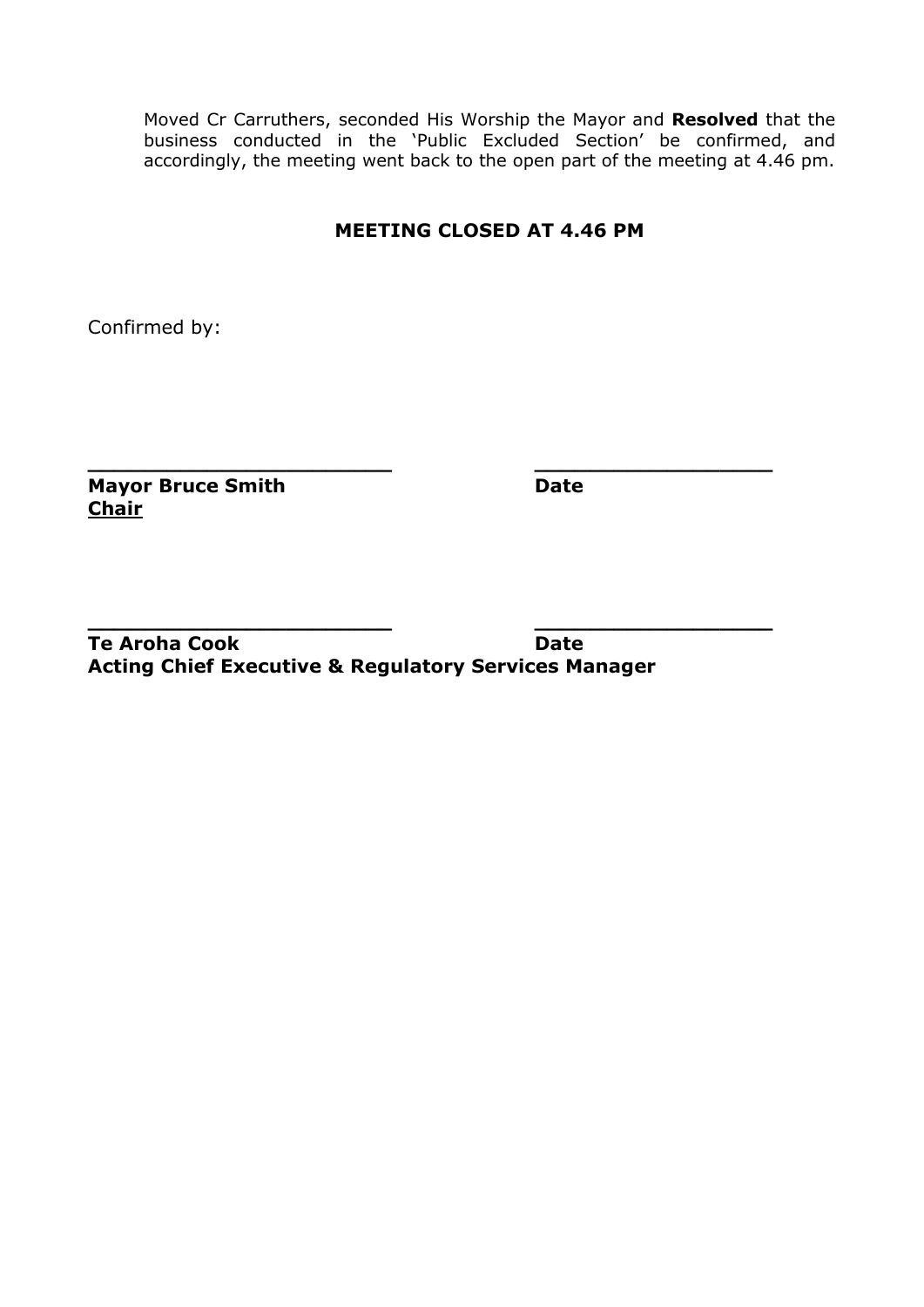Moved Cr Carruthers, seconded His Worship the Mayor and **Resolved** that the business conducted in the 'Public Excluded Section' be confirmed, and accordingly, the meeting went back to the open part of the meeting at 4.46 pm.

**MEETING CLOSED AT 4.46 PM**

Confirmed by:

\_\_\_\_\_\_\_\_\_\_\_\_\_\_\_\_\_\_\_\_\_\_\_\_ \_\_\_\_\_\_\_\_\_\_\_\_\_\_\_\_\_\_\_\_

**Mayor Bruce Smith** **Date**
**Chair**

\_\_\_\_\_\_\_\_\_\_\_\_\_\_\_\_\_\_\_\_\_\_\_\_ \_\_\_\_\_\_\_\_\_\_\_\_\_\_\_\_\_\_\_\_

**Te Aroha Cook** **Date**
**Acting Chief Executive & Regulatory Services Manager**